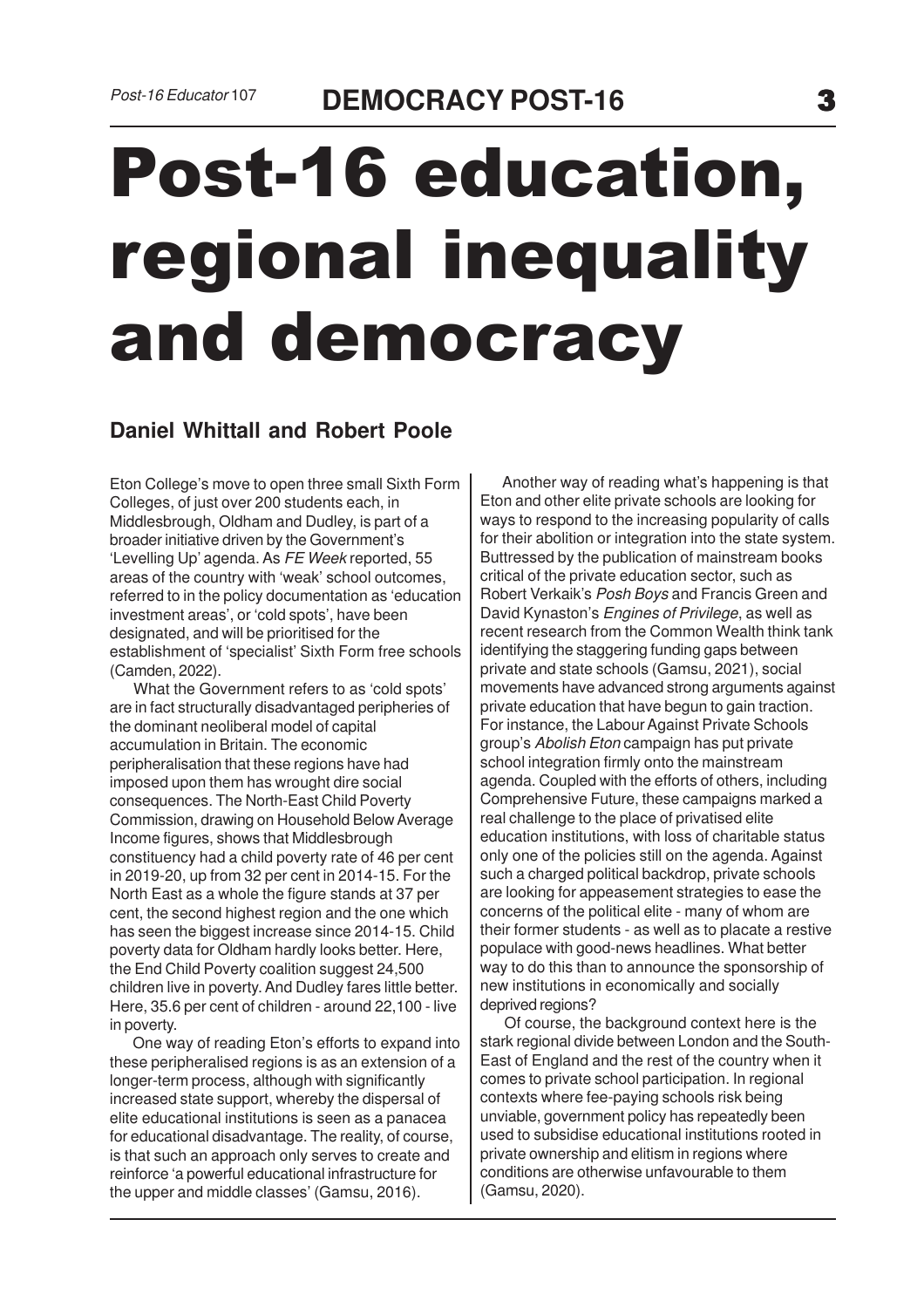# Post-16 education, regional inequality and democracy

**Daniel Whittall and Robert Poole**

Eton College's move to open three small Sixth Form Colleges, of just over 200 students each, in Middlesbrough, Oldham and Dudley, is part of a broader initiative driven by the Government's 'Levelling Up' agenda. As *FE Week* reported, 55 areas of the country with 'weak' school outcomes, referred to in the policy documentation as 'education investment areas', or 'cold spots', have been designated, and will be prioritised for the establishment of 'specialist' Sixth Form free schools (Camden, 2022).

What the Government refers to as 'cold spots' are in fact structurally disadvantaged peripheries of the dominant neoliberal model of capital accumulation in Britain. The economic peripheralisation that these regions have had imposed upon them has wrought dire social consequences. The North-East Child Poverty Commission, drawing on Household Below Average Income figures, shows that Middlesbrough constituency had a child poverty rate of 46 per cent in 2019-20, up from 32 per cent in 2014-15. For the North East as a whole the figure stands at 37 per cent, the second highest region and the one which has seen the biggest increase since 2014-15. Child poverty data for Oldham hardly looks better. Here, the End Child Poverty coalition suggest 24,500 children live in poverty. And Dudley fares little better. Here, 35.6 per cent of children - around 22,100 - live in poverty.

One way of reading Eton's efforts to expand into these peripheralised regions is as an extension of a longer-term process, although with significantly increased state support, whereby the dispersal of elite educational institutions is seen as a panacea for educational disadvantage. The reality, of course, is that such an approach only serves to create and reinforce 'a powerful educational infrastructure for the upper and middle classes' (Gamsu, 2016).

Another way of reading what's happening is that Eton and other elite private schools are looking for ways to respond to the increasing popularity of calls for their abolition or integration into the state system. Buttressed by the publication of mainstream books critical of the private education sector, such as Robert Verkaik's *Posh Boys* and Francis Green and David Kynaston's *Engines of Privilege*, as well as recent research from the Common Wealth think tank identifying the staggering funding gaps between private and state schools (Gamsu, 2021), social movements have advanced strong arguments against private education that have begun to gain traction. For instance, the Labour Against Private Schools group's *Abolish Eton* campaign has put private school integration firmly onto the mainstream agenda. Coupled with the efforts of others, including Comprehensive Future, these campaigns marked a real challenge to the place of privatised elite education institutions, with loss of charitable status only one of the policies still on the agenda. Against such a charged political backdrop, private schools are looking for appeasement strategies to ease the concerns of the political elite - many of whom are their former students - as well as to placate a restive populace with good-news headlines. What better way to do this than to announce the sponsorship of new institutions in economically and socially deprived regions?

Of course, the background context here is the stark regional divide between London and the South-East of England and the rest of the country when it comes to private school participation. In regional contexts where fee-paying schools risk being unviable, government policy has repeatedly been used to subsidise educational institutions rooted in private ownership and elitism in regions where conditions are otherwise unfavourable to them (Gamsu, 2020).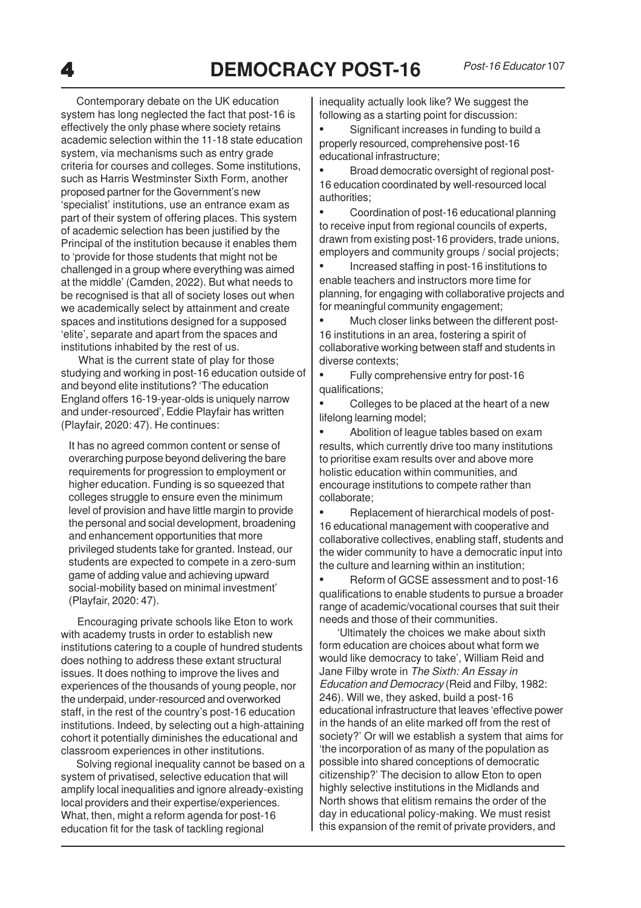Contemporary debate on the UK education system has long neglected the fact that post-16 is effectively the only phase where society retains academic selection within the 11-18 state education system, via mechanisms such as entry grade criteria for courses and colleges. Some institutions, such as Harris Westminster Sixth Form, another proposed partner for the Government's new 'specialist' institutions, use an entrance exam as part of their system of offering places. This system of academic selection has been justified by the Principal of the institution because it enables them to 'provide for those students that might not be challenged in a group where everything was aimed at the middle' (Camden, 2022). But what needs to be recognised is that all of society loses out when we academically select by attainment and create spaces and institutions designed for a supposed 'elite', separate and apart from the spaces and institutions inhabited by the rest of us.

What is the current state of play for those studying and working in post-16 education outside of and beyond elite institutions? 'The education England offers 16-19-year-olds is uniquely narrow and under-resourced', Eddie Playfair has written (Playfair, 2020: 47). He continues:

> It has no agreed common content or sense of overarching purpose beyond delivering the bare requirements for progression to employment or higher education. Funding is so squeezed that colleges struggle to ensure even the minimum level of provision and have little margin to provide the personal and social development, broadening and enhancement opportunities that more privileged students take for granted. Instead, our students are expected to compete in a zero-sum game of adding value and achieving upward social-mobility based on minimal investment' (Playfair, 2020: 47).

Encouraging private schools like Eton to work with academy trusts in order to establish new institutions catering to a couple of hundred students does nothing to address these extant structural issues. It does nothing to improve the lives and experiences of the thousands of young people, nor the underpaid, under-resourced and overworked staff, in the rest of the country's post-16 education institutions. Indeed, by selecting out a high-attaining cohort it potentially diminishes the educational and classroom experiences in other institutions.

Solving regional inequality cannot be based on a system of privatised, selective education that will amplify local inequalities and ignore already-existing local providers and their expertise/experiences. What, then, might a reform agenda for post-16 education fit for the task of tackling regional inequality actually look like? We suggest the following as a starting point for discussion:

- Significant increases in funding to build a properly resourced, comprehensive post-16 educational infrastructure;
- Broad democratic oversight of regional post-16 education coordinated by well-resourced local authorities;
- Coordination of post-16 educational planning to receive input from regional councils of experts, drawn from existing post-16 providers, trade unions, employers and community groups / social projects;
- Increased staffing in post-16 institutions to enable teachers and instructors more time for planning, for engaging with collaborative projects and for meaningful community engagement;
- Much closer links between the different post-16 institutions in an area, fostering a spirit of collaborative working between staff and students in diverse contexts;
- Fully comprehensive entry for post-16 qualifications;
- Colleges to be placed at the heart of a new lifelong learning model;
- Abolition of league tables based on exam results, which currently drive too many institutions to prioritise exam results over and above more holistic education within communities, and encourage institutions to compete rather than collaborate;
- Replacement of hierarchical models of post-16 educational management with cooperative and collaborative collectives, enabling staff, students and the wider community to have a democratic input into the culture and learning within an institution;
- Reform of GCSE assessment and to post-16 qualifications to enable students to pursue a broader range of academic/vocational courses that suit their needs and those of their communities.

'Ultimately the choices we make about sixth form education are choices about what form we would like democracy to take', William Reid and Jane Filby wrote in *The Sixth: An Essay in Education and Democracy* (Reid and Filby, 1982: 246). Will we, they asked, build a post-16 educational infrastructure that leaves 'effective power in the hands of an elite marked off from the rest of society?' Or will we establish a system that aims for 'the incorporation of as many of the population as possible into shared conceptions of democratic citizenship?' The decision to allow Eton to open highly selective institutions in the Midlands and North shows that elitism remains the order of the day in educational policy-making. We must resist this expansion of the remit of private providers, and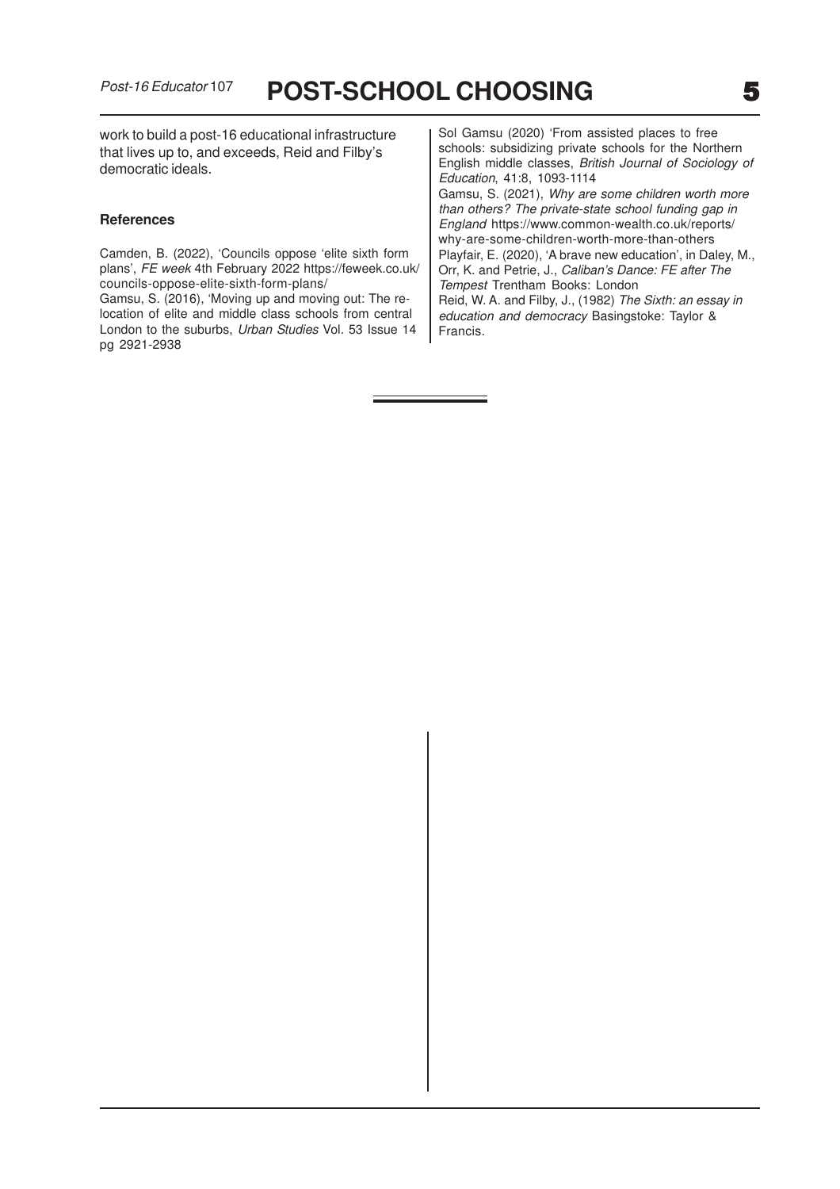work to build a post-16 educational infrastructure that lives up to, and exceeds, Reid and Filby's democratic ideals.

**References**

Camden, B. (2022), 'Councils oppose 'elite sixth form plans', *FE week* 4th February 2022 https://feweek.co.uk/councils-oppose-elite-sixth-form-plans/

Gamsu, S. (2016), 'Moving up and moving out: The re-location of elite and middle class schools from central London to the suburbs, *Urban Studies* Vol. 53 Issue 14 pg 2921-2938

Sol Gamsu (2020) 'From assisted places to free schools: subsidizing private schools for the Northern English middle classes, *British Journal of Sociology of Education*, 41:8, 1093-1114

Gamsu, S. (2021), *Why are some children worth more than others? The private-state school funding gap in England* https://www.common-wealth.co.uk/reports/why-are-some-children-worth-more-than-others

Playfair, E. (2020), 'A brave new education', in Daley, M., Orr, K. and Petrie, J., *Caliban's Dance: FE after The Tempest* Trentham Books: London

Reid, W. A. and Filby, J., (1982) *The Sixth: an essay in education and democracy* Basingstoke: Taylor & Francis.